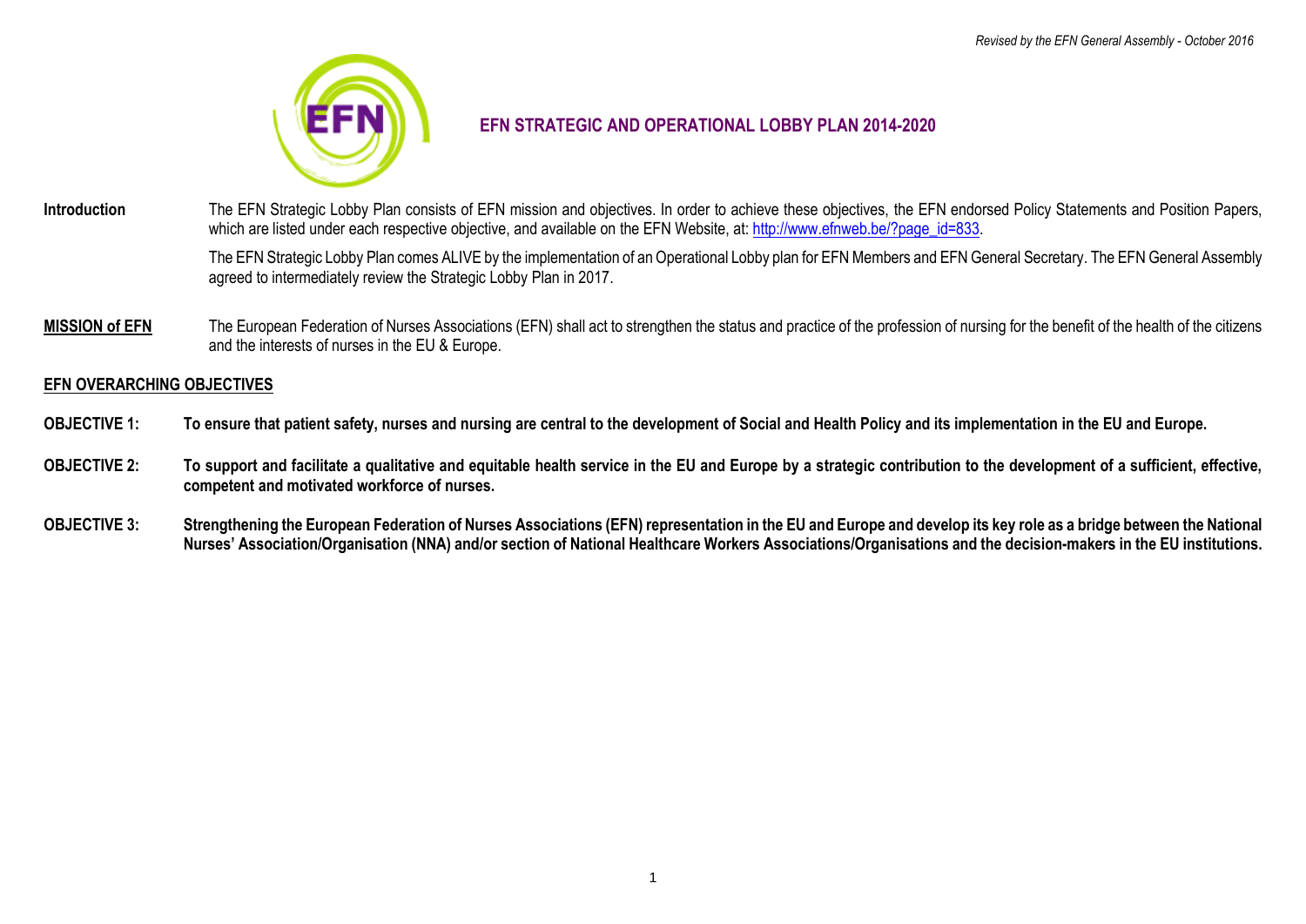*Revised by the EFN General Assembly - October 2016*

# EFN STRATEGIC AND OPERATIONAL LOBBY PLAN 2014-2020

**Introduction**

The EFN Strategic Lobby Plan consists of EFN mission and objectives. In order to achieve these objectives, the EFN endorsed Policy Statements and Position Papers, which are listed under each respective objective, and available on the EFN Website, at: http://www.efnweb.be/?page_id=833.

The EFN Strategic Lobby Plan comes ALIVE by the implementation of an Operational Lobby plan for EFN Members and EFN General Secretary. The EFN General Assembly agreed to intermediately review the Strategic Lobby Plan in 2017.

**MISSION of EFN**

The European Federation of Nurses Associations (EFN) shall act to strengthen the status and practice of the profession of nursing for the benefit of the health of the citizens and the interests of nurses in the EU & Europe.

## EFN OVERARCHING OBJECTIVES

**OBJECTIVE 1:** **To ensure that patient safety, nurses and nursing are central to the development of Social and Health Policy and its implementation in the EU and Europe.**

**OBJECTIVE 2:** **To support and facilitate a qualitative and equitable health service in the EU and Europe by a strategic contribution to the development of a sufficient, effective, competent and motivated workforce of nurses.**

**OBJECTIVE 3:** **Strengthening the European Federation of Nurses Associations (EFN) representation in the EU and Europe and develop its key role as a bridge between the National Nurses' Association/Organisation (NNA) and/or section of National Healthcare Workers Associations/Organisations and the decision-makers in the EU institutions.**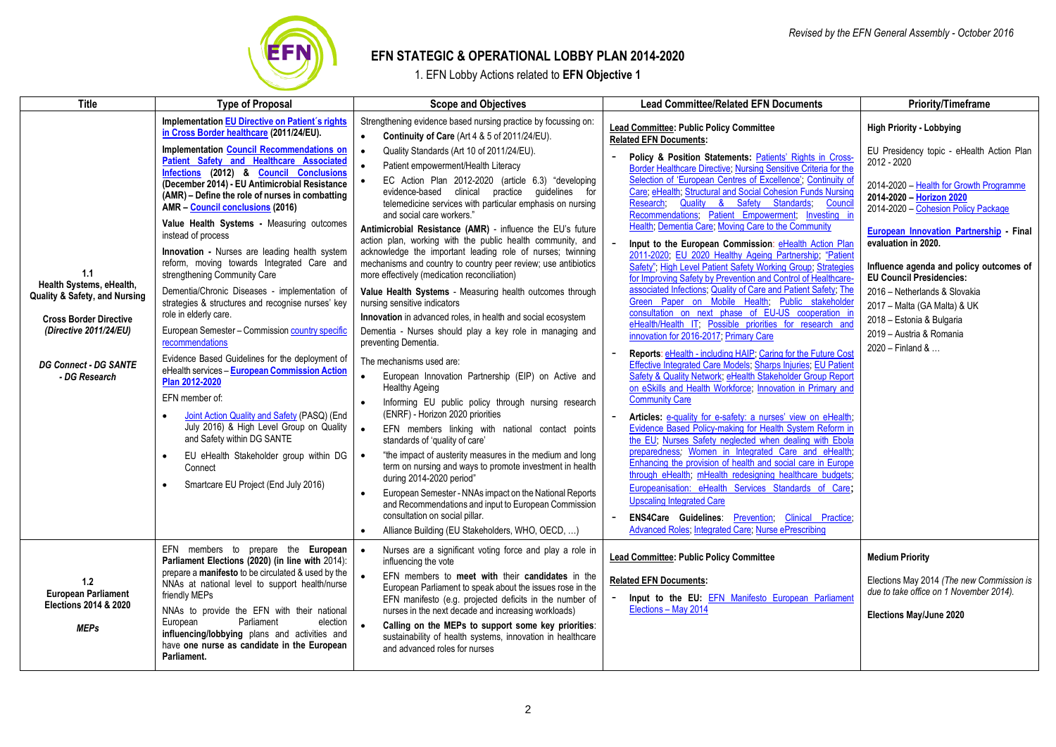*Revised by the EFN General Assembly - October 2016*

# EFN STATEGIC & OPERATIONAL LOBBY PLAN 2014-2020

## 1. EFN Lobby Actions related to **EFN Objective 1**

| Title | Type of Proposal | Scope and Objectives | Lead Committee/Related EFN Documents | Priority/Timeframe |
|---|---|---|---|---|
| **1.1 Health Systems, eHealth, Quality & Safety, and Nursing** <br><br> ***Cross Border Directive (Directive 2011/24/EU)*** <br><br> ***DG Connect - DG SANTE - DG Research*** | **Implementation EU Directive on Patient´s rights in Cross Border healthcare (2011/24/EU).** <br><br> **Implementation Council Recommendations on Patient Safety and Healthcare Associated Infections (2012) & Council Conclusions (December 2014) - EU Antimicrobial Resistance (AMR) – Define the role of nurses in combatting AMR – Council conclusions (2016)** <br><br> **Value Health Systems -** Measuring outcomes instead of process <br><br> **Innovation -** Nurses are leading health system reform, moving towards Integrated Care and strengthening Community Care <br><br> Dementia/Chronic Diseases - implementation of strategies & structures and recognise nurses' key role in elderly care. <br><br> European Semester – Commission country specific recommendations <br><br> Evidence Based Guidelines for the deployment of eHealth services – **European Commission Action Plan 2012-2020** <br><br> EFN member of: <br> • Joint Action Quality and Safety (PASQ) (End July 2016) & High Level Group on Quality and Safety within DG SANTE <br> • EU eHealth Stakeholder group within DG Connect <br> • Smartcare EU Project (End July 2016) | Strengthening evidence based nursing practice by focussing on: <br> • **Continuity of Care** (Art 4 & 5 of 2011/24/EU). <br> • Quality Standards (Art 10 of 2011/24/EU). <br> • Patient empowerment/Health Literacy <br> • EC Action Plan 2012-2020 (article 6.3) "developing evidence-based clinical practice guidelines for telemedicine services with particular emphasis on nursing and social care workers." <br><br> **Antimicrobial Resistance (AMR)** - influence the EU's future action plan, working with the public health community, and acknowledge the important leading role of nurses; twinning mechanisms and country to country peer review; use antibiotics more effectively (medication reconciliation) <br><br> **Value Health Systems** - Measuring health outcomes through nursing sensitive indicators <br><br> **Innovation** in advanced roles, in health and social ecosystem <br><br> Dementia - Nurses should play a key role in managing and preventing Dementia. <br><br> The mechanisms used are: <br> • European Innovation Partnership (EIP) on Active and Healthy Ageing <br> • Informing EU public policy through nursing research (ENRF) - Horizon 2020 priorities <br> • EFN members linking with national contact points standards of 'quality of care' <br> • "the impact of austerity measures in the medium and long term on nursing and ways to promote investment in health during 2014-2020 period" <br> • European Semester - NNAs impact on the National Reports and Recommendations and input to European Commission consultation on social pillar. <br> • Alliance Building (EU Stakeholders, WHO, OECD, …) | **Lead Committee: Public Policy Committee** <br> **Related EFN Documents:** <br> - **Policy & Position Statements:** Patients' Rights in Cross-Border Healthcare Directive; Nursing Sensitive Criteria for the Selection of 'European Centres of Excellence'; Continuity of Care; eHealth; Structural and Social Cohesion Funds Nursing Research; Quality & Safety Standards; Council Recommendations; Patient Empowerment; Investing in Health; Dementia Care; Moving Care to the Community <br> - **Input to the European Commission**: eHealth Action Plan 2011-2020; EU 2020 Healthy Ageing Partnership; "Patient Safety"; High Level Patient Safety Working Group; Strategies for Improving Safety by Prevention and Control of Healthcare-associated Infections; Quality of Care and Patient Safety; The Green Paper on Mobile Health; Public stakeholder consultation on next phase of EU-US cooperation in eHealth/Health IT; Possible priorities for research and innovation for 2016-2017; Primary Care <br> - **Reports**: eHealth - including HAIP; Caring for the Future Cost Effective Integrated Care Models; Sharps Injuries; EU Patient Safety & Quality Network; eHealth Stakeholder Group Report on eSkills and Health Workforce; Innovation in Primary and Community Care <br> - **Articles:** e-quality for e-safety: a nurses' view on eHealth; Evidence Based Policy-making for Health System Reform in the EU; Nurses Safety neglected when dealing with Ebola preparedness; Women in Integrated Care and eHealth; Enhancing the provision of health and social care in Europe through eHealth; mHealth redesigning healthcare budgets; Europeanisation: eHealth Services Standards of Care; Upscaling Integrated Care <br> - **ENS4Care Guidelines**: Prevention; Clinical Practice; Advanced Roles; Integrated Care; Nurse ePrescribing | **High Priority - Lobbying** <br><br> EU Presidency topic - eHealth Action Plan 2012 - 2020 <br><br> 2014-2020 – Health for Growth Programme <br> **2014-2020 – Horizon 2020** <br> 2014-2020 – Cohesion Policy Package <br><br> **European Innovation Partnership - Final evaluation in 2020.** <br><br> **Influence agenda and policy outcomes of EU Council Presidencies:** <br> 2016 – Netherlands & Slovakia <br> 2017 – Malta (GA Malta) & UK <br> 2018 – Estonia & Bulgaria <br> 2019 – Austria & Romania <br> 2020 – Finland & … |
| **1.2 European Parliament Elections 2014 & 2020** <br><br> ***MEPs*** | EFN members to prepare the **European Parliament Elections (2020) (in line with** 2014): prepare a **manifesto** to be circulated & used by the NNAs at national level to support health/nurse friendly MEPs <br><br> NNAs to provide the EFN with their national European Parliament election **influencing/lobbying** plans and activities and have **one nurse as candidate in the European Parliament.** | • Nurses are a significant voting force and play a role in influencing the vote <br> • EFN members to **meet with** their **candidates** in the European Parliament to speak about the issues rose in the EFN manifesto (e.g. projected deficits in the number of nurses in the next decade and increasing workloads) <br> • **Calling on the MEPs to support some key priorities**: sustainability of health systems, innovation in healthcare and advanced roles for nurses | **Lead Committee: Public Policy Committee** <br><br> **Related EFN Documents:** <br> - **Input to the EU:** EFN Manifesto European Parliament Elections – May 2014 | **Medium Priority** <br><br> Elections May 2014 *(The new Commission is due to take office on 1 November 2014).* <br><br> **Elections May/June 2020** |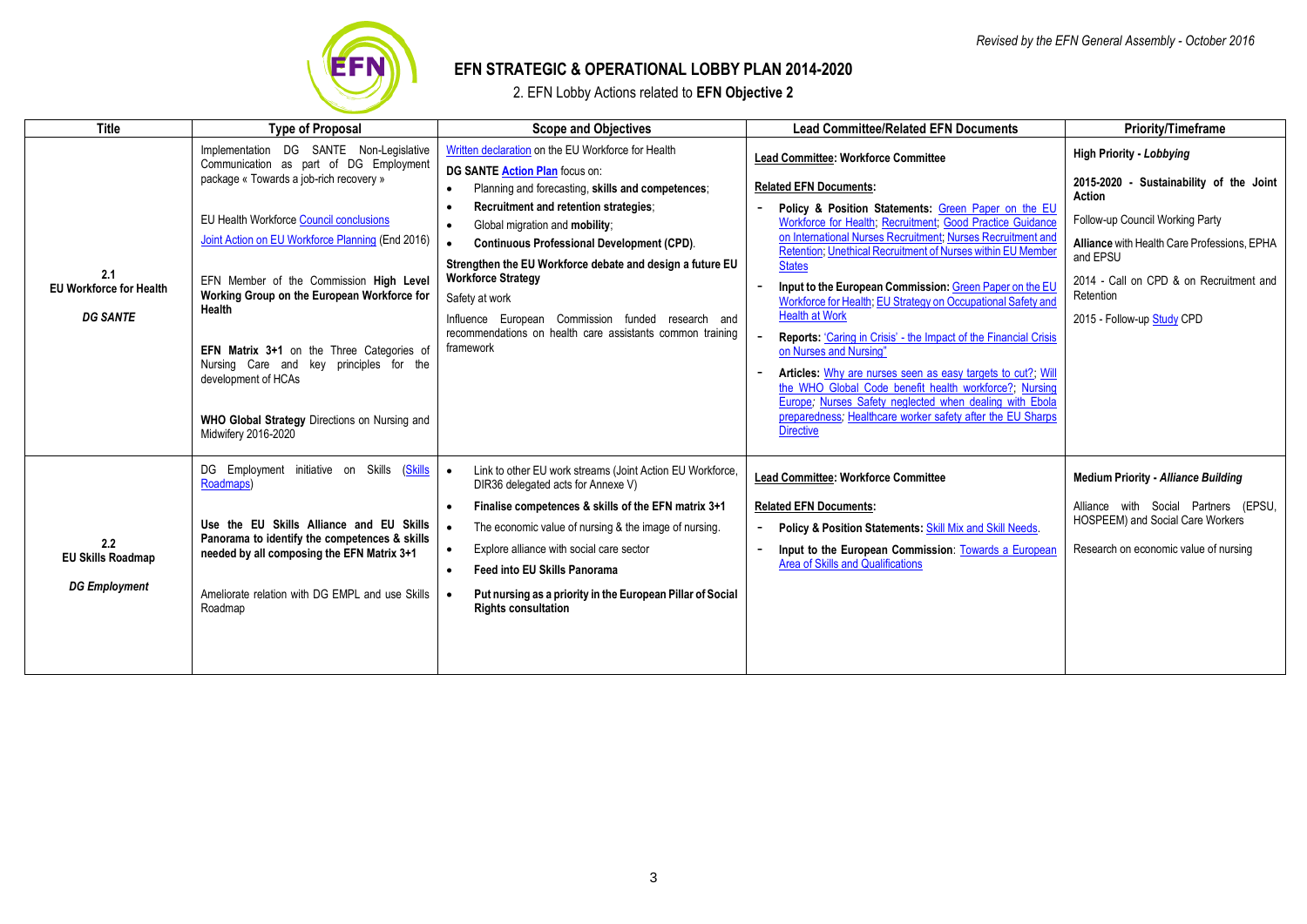*Revised by the EFN General Assembly - October 2016*

# EFN STRATEGIC & OPERATIONAL LOBBY PLAN 2014-2020

## 2. EFN Lobby Actions related to **EFN Objective 2**

| Title | Type of Proposal | Scope and Objectives | Lead Committee/Related EFN Documents | Priority/Timeframe |
|---|---|---|---|---|
| 2.1<br>**EU Workforce for Health**<br>***DG SANTE*** | Implementation DG SANTE Non-Legislative Communication as part of DG Employment package « Towards a job-rich recovery »<br><br>EU Health Workforce Council conclusions<br><br>Joint Action on EU Workforce Planning (End 2016)<br><br>EFN Member of the Commission **High Level Working Group on the European Workforce for Health**<br><br>**EFN Matrix 3+1** on the Three Categories of Nursing Care and key principles for the development of HCAs<br><br>**WHO Global Strategy** Directions on Nursing and Midwifery 2016-2020 | Written declaration on the EU Workforce for Health<br>**DG SANTE Action Plan** focus on:<br>• Planning and forecasting, **skills and competences**;<br>• **Recruitment and retention strategies**;<br>• Global migration and **mobility**;<br>• **Continuous Professional Development (CPD)**.<br>**Strengthen the EU Workforce debate and design a future EU Workforce Strategy**<br>Safety at work<br>Influence European Commission funded research and recommendations on health care assistants common training framework | **Lead Committee: Workforce Committee**<br>**Related EFN Documents:**<br>- **Policy & Position Statements:** Green Paper on the EU Workforce for Health; Recruitment; Good Practice Guidance on International Nurses Recruitment; Nurses Recruitment and Retention; Unethical Recruitment of Nurses within EU Member States<br>- **Input to the European Commission:** Green Paper on the EU Workforce for Health; EU Strategy on Occupational Safety and Health at Work<br>- **Reports:** 'Caring in Crisis' - the Impact of the Financial Crisis on Nurses and Nursing"<br>- **Articles:** Why are nurses seen as easy targets to cut?; Will the WHO Global Code benefit health workforce?; Nursing Europe; Nurses Safety neglected when dealing with Ebola preparedness; Healthcare worker safety after the EU Sharps Directive | **High Priority - *Lobbying***<br>**2015-2020 - Sustainability of the Joint Action**<br>Follow-up Council Working Party<br>**Alliance** with Health Care Professions, EPHA and EPSU<br>2014 - Call on CPD & on Recruitment and Retention<br>2015 - Follow-up Study CPD |
| 2.2<br>**EU Skills Roadmap**<br>***DG Employment*** | DG Employment initiative on Skills (Skills Roadmaps)<br><br>**Use the EU Skills Alliance and EU Skills Panorama to identify the competences & skills needed by all composing the EFN Matrix 3+1**<br><br>Ameliorate relation with DG EMPL and use Skills Roadmap | • Link to other EU work streams (Joint Action EU Workforce, DIR36 delegated acts for Annexe V)<br>• **Finalise competences & skills of the EFN matrix 3+1**<br>• The economic value of nursing & the image of nursing.<br>• Explore alliance with social care sector<br>• **Feed into EU Skills Panorama**<br>• **Put nursing as a priority in the European Pillar of Social Rights consultation** | **Lead Committee: Workforce Committee**<br>**Related EFN Documents:**<br>- **Policy & Position Statements:** Skill Mix and Skill Needs.<br>- **Input to the European Commission**: Towards a European Area of Skills and Qualifications | **Medium Priority - *Alliance Building***<br>Alliance with Social Partners (EPSU, HOSPEEM) and Social Care Workers<br>Research on economic value of nursing |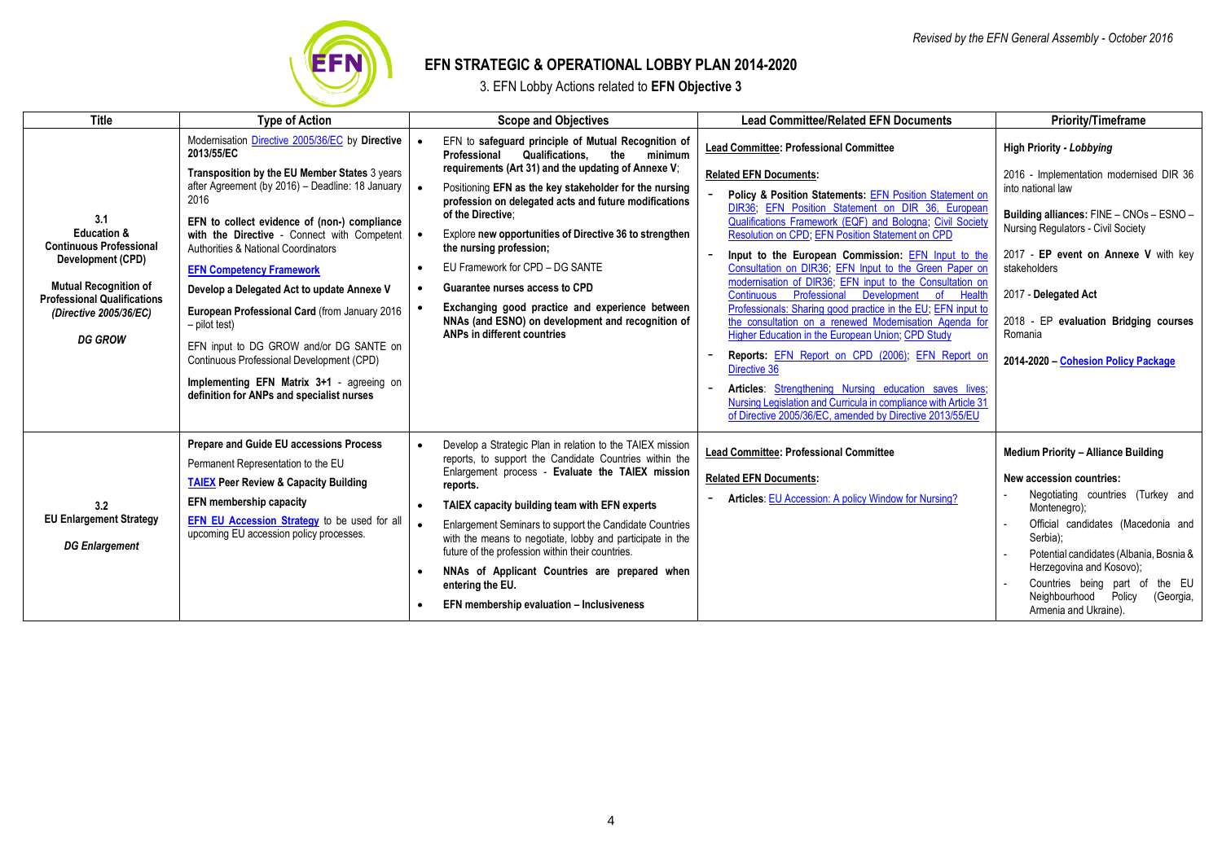*Revised by the EFN General Assembly - October 2016*

# EFN STRATEGIC & OPERATIONAL LOBBY PLAN 2014-2020

3. EFN Lobby Actions related to **EFN Objective 3**

| Title | Type of Action | Scope and Objectives | Lead Committee/Related EFN Documents | Priority/Timeframe |
|---|---|---|---|---|
| **3.1 Education & Continuous Professional Development (CPD)** <br><br> **Mutual Recognition of Professional Qualifications *(Directive 2005/36/EC)*** <br><br> ***DG GROW*** | Modernisation Directive 2005/36/EC by **Directive 2013/55/EC** <br><br> **Transposition by the EU Member States** 3 years after Agreement (by 2016) – Deadline: 18 January 2016 <br><br> **EFN to collect evidence of (non-) compliance with the Directive** - Connect with Competent Authorities & National Coordinators <br><br> **EFN Competency Framework** <br><br> **Develop a Delegated Act to update Annexe V** <br><br> **European Professional Card** (from January 2016 – pilot test) <br><br> EFN input to DG GROW and/or DG SANTE on Continuous Professional Development (CPD) <br><br> **Implementing EFN Matrix 3+1** - **agreeing on definition for ANPs and specialist nurses** | • EFN to **safeguard principle of Mutual Recognition of Professional Qualifications, the minimum requirements (Art 31) and the updating of Annexe V**; <br> • Positioning **EFN as the key stakeholder for the nursing profession on delegated acts and future modifications of the Directive**; <br> • Explore **new opportunities of Directive 36 to strengthen the nursing profession;** <br> • EU Framework for CPD – DG SANTE <br> • **Guarantee nurses access to CPD** <br> • **Exchanging good practice and experience between NNAs (and ESNO) on development and recognition of ANPs in different countries** | **Lead Committee: Professional Committee** <br><br> **Related EFN Documents:** <br> - **Policy & Position Statements:** EFN Position Statement on DIR36; EFN Position Statement on DIR 36, European Qualifications Framework (EQF) and Bologna; Civil Society Resolution on CPD; EFN Position Statement on CPD <br> - **Input to the European Commission:** EFN Input to the Consultation on DIR36; EFN Input to the Green Paper on modernisation of DIR36; EFN input to the Consultation on Continuous Professional Development of Health Professionals: Sharing good practice in the EU; EFN input to the consultation on a renewed Modernisation Agenda for Higher Education in the European Union; CPD Study <br> - **Reports:** EFN Report on CPD (2006); EFN Report on Directive 36 <br> - **Articles**: Strengthening Nursing education saves lives; Nursing Legislation and Curricula in compliance with Article 31 of Directive 2005/36/EC, amended by Directive 2013/55/EU | **High Priority - *Lobbying*** <br><br> 2016 - Implementation modernised DIR 36 into national law <br><br> **Building alliances:** FINE – CNOs – ESNO – Nursing Regulators - Civil Society <br><br> 2017 - **EP event on Annexe V** with key stakeholders <br><br> 2017 - **Delegated Act** <br><br> 2018 - EP **evaluation Bridging courses** Romania <br><br> **2014-2020 – Cohesion Policy Package** |
| **3.2 EU Enlargement Strategy** <br><br> ***DG Enlargement*** | **Prepare and Guide EU accessions Process** <br> Permanent Representation to the EU <br> **TAIEX Peer Review & Capacity Building** <br> **EFN membership capacity** <br> **EFN EU Accession Strategy** to be used for all upcoming EU accession policy processes. | • Develop a Strategic Plan in relation to the TAIEX mission reports, to support the Candidate Countries within the Enlargement process - **Evaluate the TAIEX mission reports.** <br> • **TAIEX capacity building team with EFN experts** <br> • Enlargement Seminars to support the Candidate Countries with the means to negotiate, lobby and participate in the future of the profession within their countries. <br> • **NNAs of Applicant Countries are prepared when entering the EU.** <br> • **EFN membership evaluation – Inclusiveness** | **Lead Committee: Professional Committee** <br><br> **Related EFN Documents:** <br> - **Articles**: EU Accession: A policy Window for Nursing? | **Medium Priority – Alliance Building** <br><br> **New accession countries:** <br> - Negotiating countries (Turkey and Montenegro); <br> - Official candidates (Macedonia and Serbia); <br> - Potential candidates (Albania, Bosnia & Herzegovina and Kosovo); <br> - Countries being part of the EU Neighbourhood Policy (Georgia, Armenia and Ukraine). |